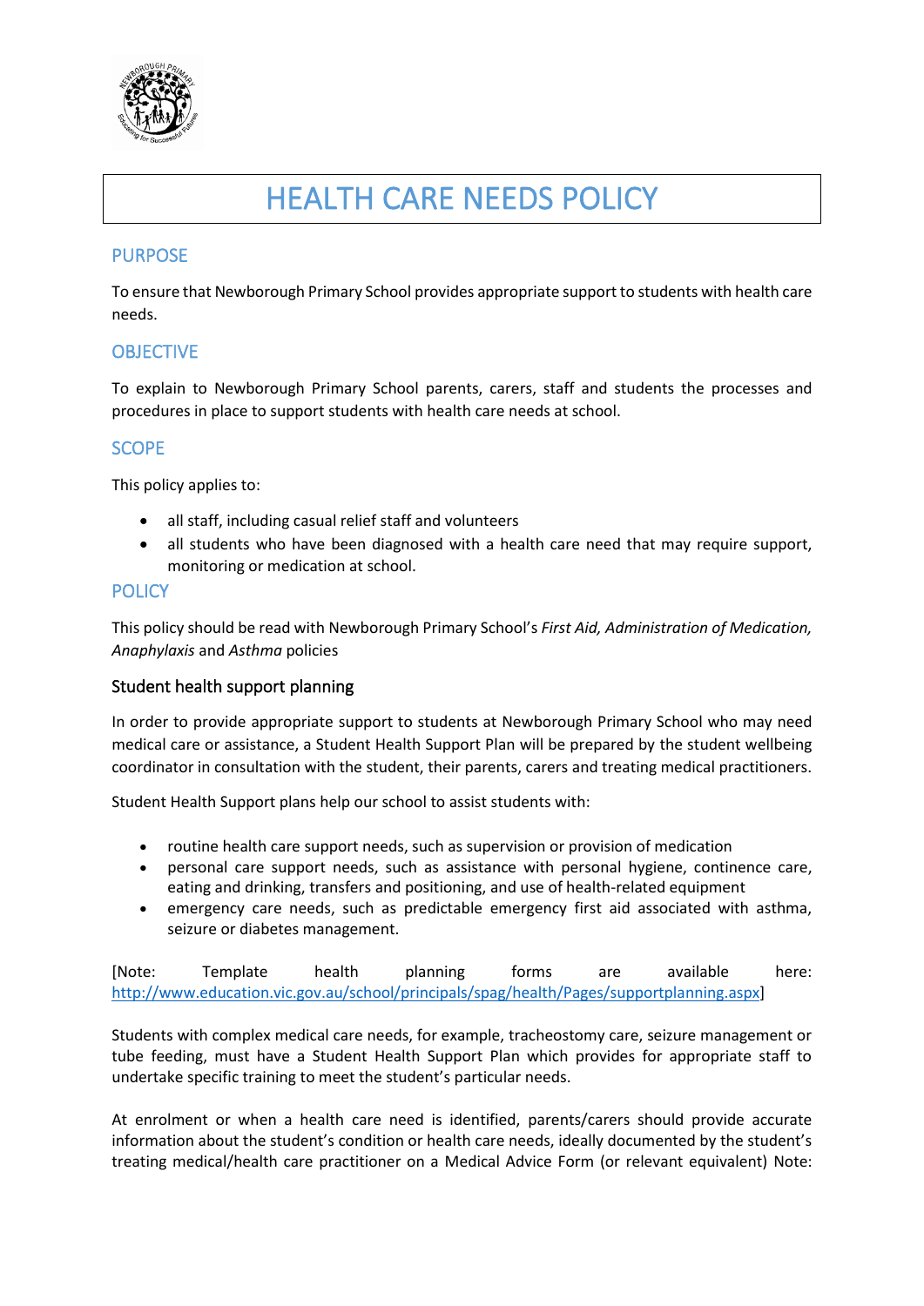# HEALTH CARE NEEDS POLICY

## PURPOSE

To ensure that Newborough Primary School provides appropriate support to students with health care needs.

## OBJECTIVE

To explain to Newborough Primary School parents, carers, staff and students the processes and procedures in place to support students with health care needs at school.

## SCOPE

This policy applies to:

- all staff, including casual relief staff and volunteers
- all students who have been diagnosed with a health care need that may require support, monitoring or medication at school.

## POLICY

This policy should be read with Newborough Primary School's *First Aid, Administration of Medication, Anaphylaxis* and *Asthma* policies

### Student health support planning

In order to provide appropriate support to students at Newborough Primary School who may need medical care or assistance, a Student Health Support Plan will be prepared by the student wellbeing coordinator in consultation with the student, their parents, carers and treating medical practitioners.

Student Health Support plans help our school to assist students with:

- routine health care support needs, such as supervision or provision of medication
- personal care support needs, such as assistance with personal hygiene, continence care, eating and drinking, transfers and positioning, and use of health-related equipment
- emergency care needs, such as predictable emergency first aid associated with asthma, seizure or diabetes management.

[Note: Template health planning forms are available here: http://www.education.vic.gov.au/school/principals/spag/health/Pages/supportplanning.aspx]

Students with complex medical care needs, for example, tracheostomy care, seizure management or tube feeding, must have a Student Health Support Plan which provides for appropriate staff to undertake specific training to meet the student's particular needs.

At enrolment or when a health care need is identified, parents/carers should provide accurate information about the student's condition or health care needs, ideally documented by the student's treating medical/health care practitioner on a Medical Advice Form (or relevant equivalent) Note: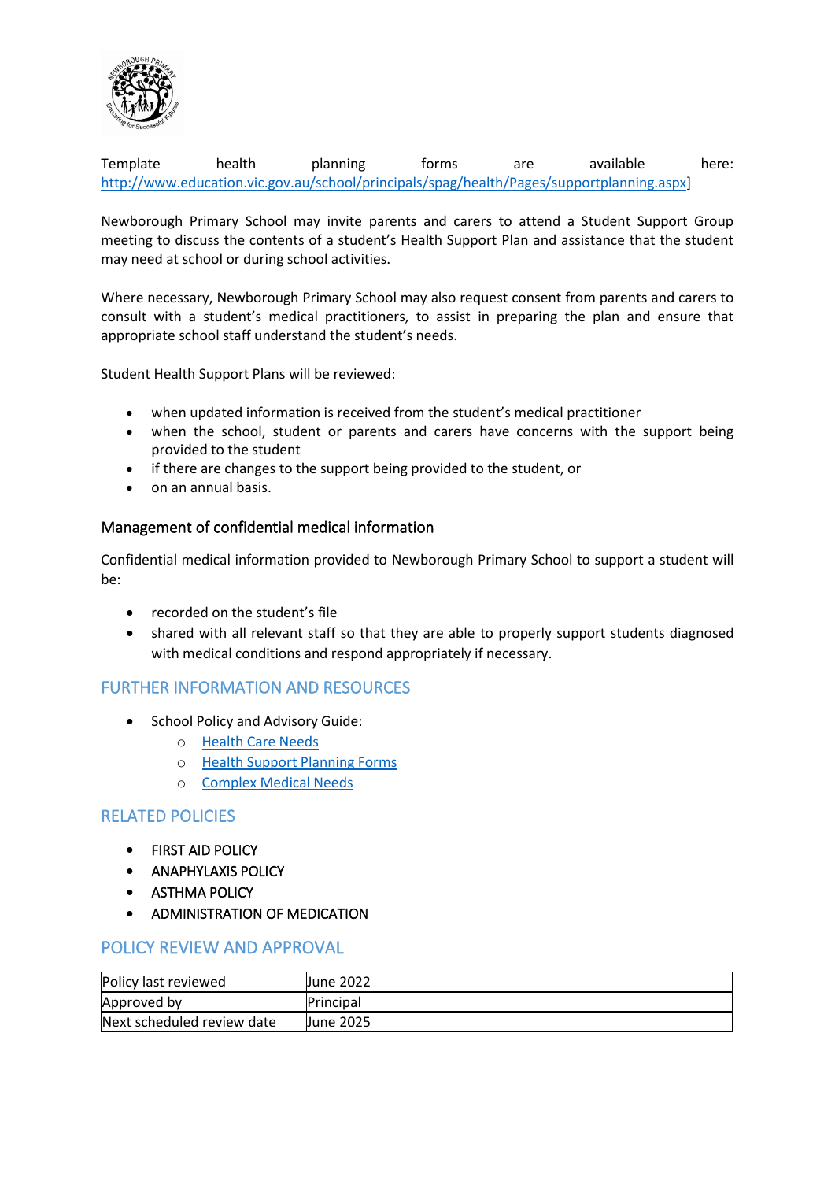Template health planning forms are available here: http://www.education.vic.gov.au/school/principals/spag/health/Pages/supportplanning.aspx]

Newborough Primary School may invite parents and carers to attend a Student Support Group meeting to discuss the contents of a student's Health Support Plan and assistance that the student may need at school or during school activities.

Where necessary, Newborough Primary School may also request consent from parents and carers to consult with a student's medical practitioners, to assist in preparing the plan and ensure that appropriate school staff understand the student's needs.

Student Health Support Plans will be reviewed:

- when updated information is received from the student's medical practitioner
- when the school, student or parents and carers have concerns with the support being provided to the student
- if there are changes to the support being provided to the student, or
- on an annual basis.

### Management of confidential medical information

Confidential medical information provided to Newborough Primary School to support a student will be:

- recorded on the student's file
- shared with all relevant staff so that they are able to properly support students diagnosed with medical conditions and respond appropriately if necessary.

## FURTHER INFORMATION AND RESOURCES

- School Policy and Advisory Guide:
  - Health Care Needs
  - Health Support Planning Forms
  - Complex Medical Needs

## RELATED POLICIES

- FIRST AID POLICY
- ANAPHYLAXIS POLICY
- ASTHMA POLICY
- ADMINISTRATION OF MEDICATION

## POLICY REVIEW AND APPROVAL

| | |
|---|---|
| Policy last reviewed | June 2022 |
| Approved by | Principal |
| Next scheduled review date | June 2025 |